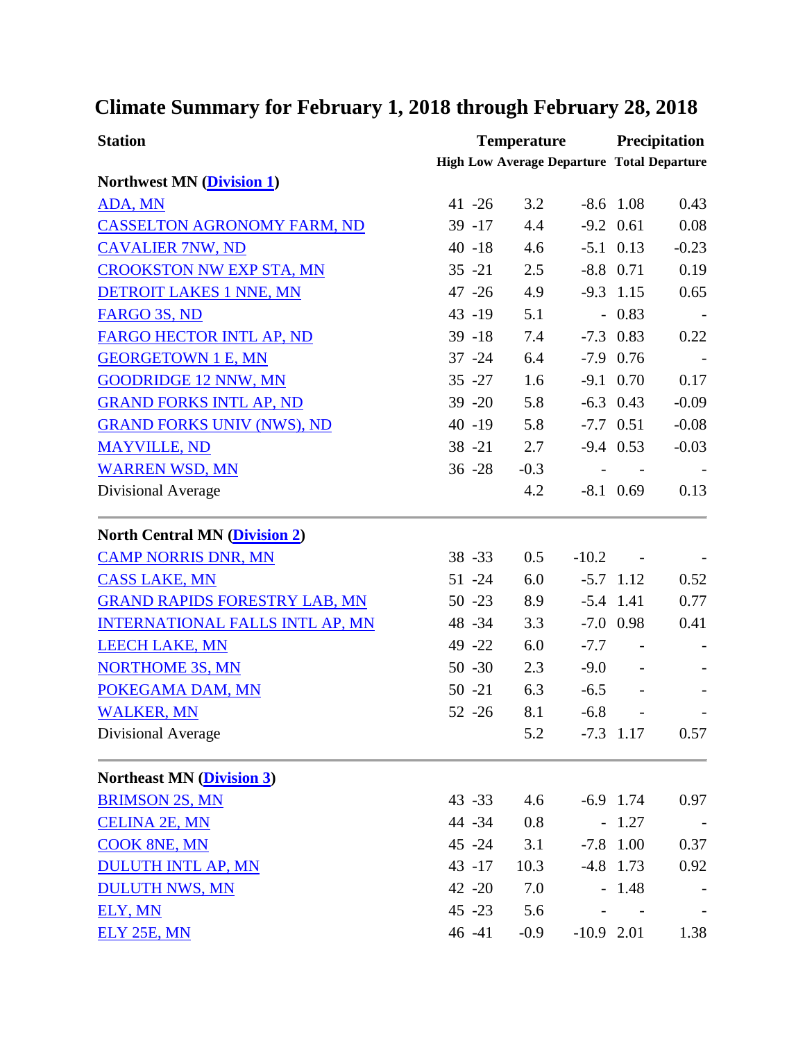# Climate Summary for February 1, 2018 through February 28, 2018

| Station | Temperature | | | | Precipitation | |
|---|---|---|---|---|---|---|
| | High | Low | Average | Departure | Total | Departure |
| **Northwest MN (Division 1)** | | | | | | |
| ADA, MN | 41 | -26 | 3.2 | -8.6 | 1.08 | 0.43 |
| CASSELTON AGRONOMY FARM, ND | 39 | -17 | 4.4 | -9.2 | 0.61 | 0.08 |
| CAVALIER 7NW, ND | 40 | -18 | 4.6 | -5.1 | 0.13 | -0.23 |
| CROOKSTON NW EXP STA, MN | 35 | -21 | 2.5 | -8.8 | 0.71 | 0.19 |
| DETROIT LAKES 1 NNE, MN | 47 | -26 | 4.9 | -9.3 | 1.15 | 0.65 |
| FARGO 3S, ND | 43 | -19 | 5.1 | - | 0.83 | - |
| FARGO HECTOR INTL AP, ND | 39 | -18 | 7.4 | -7.3 | 0.83 | 0.22 |
| GEORGETOWN 1 E, MN | 37 | -24 | 6.4 | -7.9 | 0.76 | - |
| GOODRIDGE 12 NNW, MN | 35 | -27 | 1.6 | -9.1 | 0.70 | 0.17 |
| GRAND FORKS INTL AP, ND | 39 | -20 | 5.8 | -6.3 | 0.43 | -0.09 |
| GRAND FORKS UNIV (NWS), ND | 40 | -19 | 5.8 | -7.7 | 0.51 | -0.08 |
| MAYVILLE, ND | 38 | -21 | 2.7 | -9.4 | 0.53 | -0.03 |
| WARREN WSD, MN | 36 | -28 | -0.3 | - | - | - |
| Divisional Average | | | 4.2 | -8.1 | 0.69 | 0.13 |
| **North Central MN (Division 2)** | | | | | | |
| CAMP NORRIS DNR, MN | 38 | -33 | 0.5 | -10.2 | - | - |
| CASS LAKE, MN | 51 | -24 | 6.0 | -5.7 | 1.12 | 0.52 |
| GRAND RAPIDS FORESTRY LAB, MN | 50 | -23 | 8.9 | -5.4 | 1.41 | 0.77 |
| INTERNATIONAL FALLS INTL AP, MN | 48 | -34 | 3.3 | -7.0 | 0.98 | 0.41 |
| LEECH LAKE, MN | 49 | -22 | 6.0 | -7.7 | - | - |
| NORTHOME 3S, MN | 50 | -30 | 2.3 | -9.0 | - | - |
| POKEGAMA DAM, MN | 50 | -21 | 6.3 | -6.5 | - | - |
| WALKER, MN | 52 | -26 | 8.1 | -6.8 | - | - |
| Divisional Average | | | 5.2 | -7.3 | 1.17 | 0.57 |
| **Northeast MN (Division 3)** | | | | | | |
| BRIMSON 2S, MN | 43 | -33 | 4.6 | -6.9 | 1.74 | 0.97 |
| CELINA 2E, MN | 44 | -34 | 0.8 | - | 1.27 | - |
| COOK 8NE, MN | 45 | -24 | 3.1 | -7.8 | 1.00 | 0.37 |
| DULUTH INTL AP, MN | 43 | -17 | 10.3 | -4.8 | 1.73 | 0.92 |
| DULUTH NWS, MN | 42 | -20 | 7.0 | - | 1.48 | - |
| ELY, MN | 45 | -23 | 5.6 | - | - | - |
| ELY 25E, MN | 46 | -41 | -0.9 | -10.9 | 2.01 | 1.38 |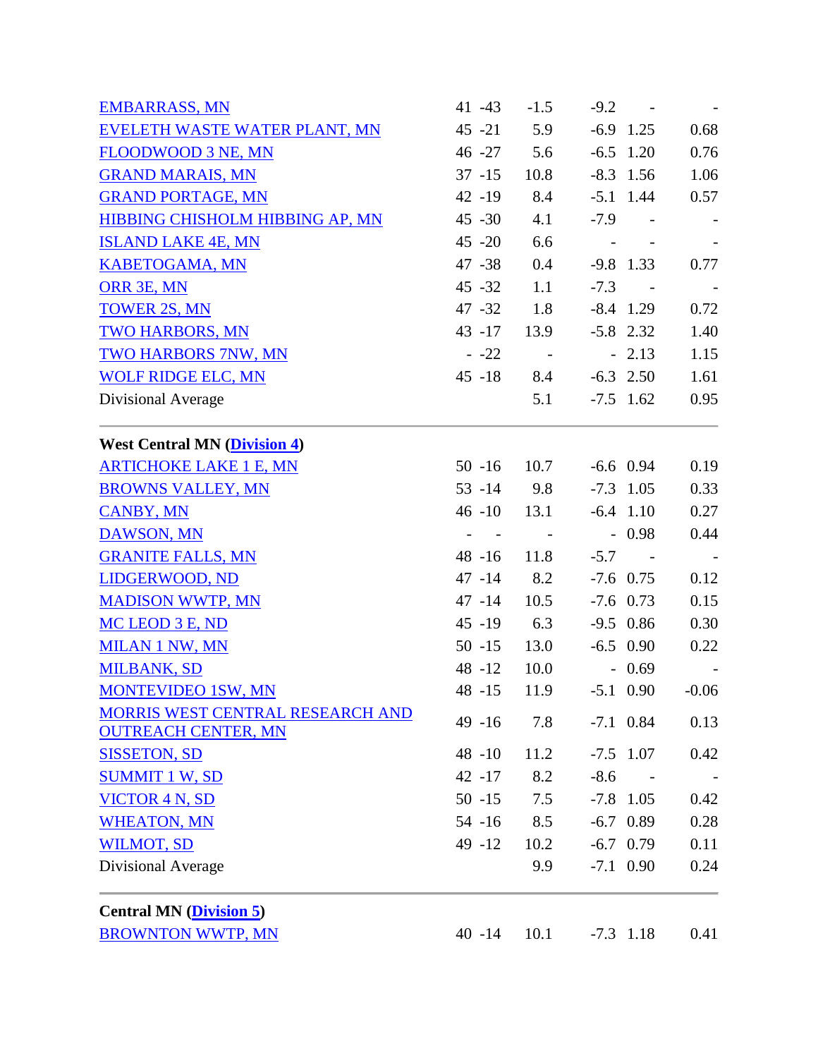| | | | | | | |
|---|---|---|---|---|---|---|
| EMBARRASS, MN | 41 | -43 | -1.5 | -9.2 | - | - |
| EVELETH WASTE WATER PLANT, MN | 45 | -21 | 5.9 | -6.9 | 1.25 | 0.68 |
| FLOODWOOD 3 NE, MN | 46 | -27 | 5.6 | -6.5 | 1.20 | 0.76 |
| GRAND MARAIS, MN | 37 | -15 | 10.8 | -8.3 | 1.56 | 1.06 |
| GRAND PORTAGE, MN | 42 | -19 | 8.4 | -5.1 | 1.44 | 0.57 |
| HIBBING CHISHOLM HIBBING AP, MN | 45 | -30 | 4.1 | -7.9 | - | - |
| ISLAND LAKE 4E, MN | 45 | -20 | 6.6 | - | - | - |
| KABETOGAMA, MN | 47 | -38 | 0.4 | -9.8 | 1.33 | 0.77 |
| ORR 3E, MN | 45 | -32 | 1.1 | -7.3 | - | - |
| TOWER 2S, MN | 47 | -32 | 1.8 | -8.4 | 1.29 | 0.72 |
| TWO HARBORS, MN | 43 | -17 | 13.9 | -5.8 | 2.32 | 1.40 |
| TWO HARBORS 7NW, MN | - | -22 | - | - | 2.13 | 1.15 |
| WOLF RIDGE ELC, MN | 45 | -18 | 8.4 | -6.3 | 2.50 | 1.61 |
| Divisional Average | | | 5.1 | -7.5 | 1.62 | 0.95 |

**West Central MN (Division 4)**

| | | | | | | |
|---|---|---|---|---|---|---|
| ARTICHOKE LAKE 1 E, MN | 50 | -16 | 10.7 | -6.6 | 0.94 | 0.19 |
| BROWNS VALLEY, MN | 53 | -14 | 9.8 | -7.3 | 1.05 | 0.33 |
| CANBY, MN | 46 | -10 | 13.1 | -6.4 | 1.10 | 0.27 |
| DAWSON, MN | - | - | - | - | 0.98 | 0.44 |
| GRANITE FALLS, MN | 48 | -16 | 11.8 | -5.7 | - | - |
| LIDGERWOOD, ND | 47 | -14 | 8.2 | -7.6 | 0.75 | 0.12 |
| MADISON WWTP, MN | 47 | -14 | 10.5 | -7.6 | 0.73 | 0.15 |
| MC LEOD 3 E, ND | 45 | -19 | 6.3 | -9.5 | 0.86 | 0.30 |
| MILAN 1 NW, MN | 50 | -15 | 13.0 | -6.5 | 0.90 | 0.22 |
| MILBANK, SD | 48 | -12 | 10.0 | - | 0.69 | - |
| MONTEVIDEO 1SW, MN | 48 | -15 | 11.9 | -5.1 | 0.90 | -0.06 |
| MORRIS WEST CENTRAL RESEARCH AND OUTREACH CENTER, MN | 49 | -16 | 7.8 | -7.1 | 0.84 | 0.13 |
| SISSETON, SD | 48 | -10 | 11.2 | -7.5 | 1.07 | 0.42 |
| SUMMIT 1 W, SD | 42 | -17 | 8.2 | -8.6 | - | - |
| VICTOR 4 N, SD | 50 | -15 | 7.5 | -7.8 | 1.05 | 0.42 |
| WHEATON, MN | 54 | -16 | 8.5 | -6.7 | 0.89 | 0.28 |
| WILMOT, SD | 49 | -12 | 10.2 | -6.7 | 0.79 | 0.11 |
| Divisional Average | | | 9.9 | -7.1 | 0.90 | 0.24 |

**Central MN (Division 5)**

| | | | | | | |
|---|---|---|---|---|---|---|
| BROWNTON WWTP, MN | 40 | -14 | 10.1 | -7.3 | 1.18 | 0.41 |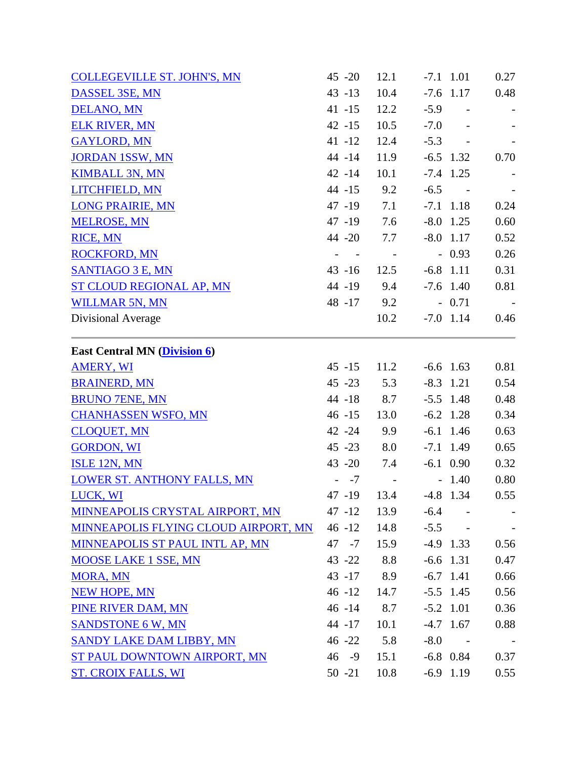| Station | Max | Min | Avg | Dep | Precip | Dep |
|---|---|---|---|---|---|---|
| COLLEGEVILLE ST. JOHN'S, MN | 45 | -20 | 12.1 | -7.1 | 1.01 | 0.27 |
| DASSEL 3SE, MN | 43 | -13 | 10.4 | -7.6 | 1.17 | 0.48 |
| DELANO, MN | 41 | -15 | 12.2 | -5.9 | - | - |
| ELK RIVER, MN | 42 | -15 | 10.5 | -7.0 | - | - |
| GAYLORD, MN | 41 | -12 | 12.4 | -5.3 | - | - |
| JORDAN 1SSW, MN | 44 | -14 | 11.9 | -6.5 | 1.32 | 0.70 |
| KIMBALL 3N, MN | 42 | -14 | 10.1 | -7.4 | 1.25 | - |
| LITCHFIELD, MN | 44 | -15 | 9.2 | -6.5 | - | - |
| LONG PRAIRIE, MN | 47 | -19 | 7.1 | -7.1 | 1.18 | 0.24 |
| MELROSE, MN | 47 | -19 | 7.6 | -8.0 | 1.25 | 0.60 |
| RICE, MN | 44 | -20 | 7.7 | -8.0 | 1.17 | 0.52 |
| ROCKFORD, MN | - | - | - | - | 0.93 | 0.26 |
| SANTIAGO 3 E, MN | 43 | -16 | 12.5 | -6.8 | 1.11 | 0.31 |
| ST CLOUD REGIONAL AP, MN | 44 | -19 | 9.4 | -7.6 | 1.40 | 0.81 |
| WILLMAR 5N, MN | 48 | -17 | 9.2 | - | 0.71 | - |
| Divisional Average | | | 10.2 | -7.0 | 1.14 | 0.46 |

**East Central MN (Division 6)**

| Station | Max | Min | Avg | Dep | Precip | Dep |
|---|---|---|---|---|---|---|
| AMERY, WI | 45 | -15 | 11.2 | -6.6 | 1.63 | 0.81 |
| BRAINERD, MN | 45 | -23 | 5.3 | -8.3 | 1.21 | 0.54 |
| BRUNO 7ENE, MN | 44 | -18 | 8.7 | -5.5 | 1.48 | 0.48 |
| CHANHASSEN WSFO, MN | 46 | -15 | 13.0 | -6.2 | 1.28 | 0.34 |
| CLOQUET, MN | 42 | -24 | 9.9 | -6.1 | 1.46 | 0.63 |
| GORDON, WI | 45 | -23 | 8.0 | -7.1 | 1.49 | 0.65 |
| ISLE 12N, MN | 43 | -20 | 7.4 | -6.1 | 0.90 | 0.32 |
| LOWER ST. ANTHONY FALLS, MN | - | -7 | - | - | 1.40 | 0.80 |
| LUCK, WI | 47 | -19 | 13.4 | -4.8 | 1.34 | 0.55 |
| MINNEAPOLIS CRYSTAL AIRPORT, MN | 47 | -12 | 13.9 | -6.4 | - | - |
| MINNEAPOLIS FLYING CLOUD AIRPORT, MN | 46 | -12 | 14.8 | -5.5 | - | - |
| MINNEAPOLIS ST PAUL INTL AP, MN | 47 | -7 | 15.9 | -4.9 | 1.33 | 0.56 |
| MOOSE LAKE 1 SSE, MN | 43 | -22 | 8.8 | -6.6 | 1.31 | 0.47 |
| MORA, MN | 43 | -17 | 8.9 | -6.7 | 1.41 | 0.66 |
| NEW HOPE, MN | 46 | -12 | 14.7 | -5.5 | 1.45 | 0.56 |
| PINE RIVER DAM, MN | 46 | -14 | 8.7 | -5.2 | 1.01 | 0.36 |
| SANDSTONE 6 W, MN | 44 | -17 | 10.1 | -4.7 | 1.67 | 0.88 |
| SANDY LAKE DAM LIBBY, MN | 46 | -22 | 5.8 | -8.0 | - | - |
| ST PAUL DOWNTOWN AIRPORT, MN | 46 | -9 | 15.1 | -6.8 | 0.84 | 0.37 |
| ST. CROIX FALLS, WI | 50 | -21 | 10.8 | -6.9 | 1.19 | 0.55 |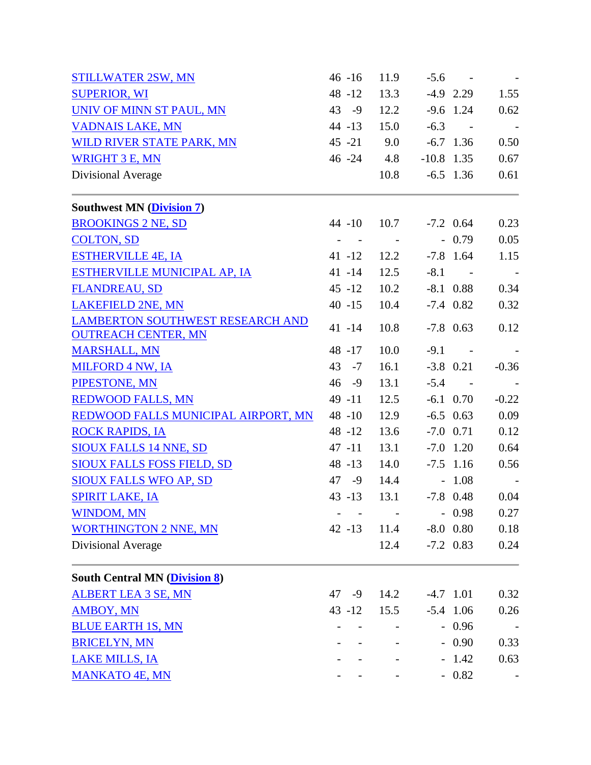| | | | | | | |
|---|---|---|---|---|---|---|
| [STILLWATER 2SW, MN]() | 46 | -16 | 11.9 | -5.6 | - | - |
| [SUPERIOR, WI]() | 48 | -12 | 13.3 | -4.9 | 2.29 | 1.55 |
| [UNIV OF MINN ST PAUL, MN]() | 43 | -9 | 12.2 | -9.6 | 1.24 | 0.62 |
| [VADNAIS LAKE, MN]() | 44 | -13 | 15.0 | -6.3 | - | - |
| [WILD RIVER STATE PARK, MN]() | 45 | -21 | 9.0 | -6.7 | 1.36 | 0.50 |
| [WRIGHT 3 E, MN]() | 46 | -24 | 4.8 | -10.8 | 1.35 | 0.67 |
| Divisional Average | | | 10.8 | -6.5 | 1.36 | 0.61 |

**Southwest MN ([Division 7]())**

| | | | | | | |
|---|---|---|---|---|---|---|
| [BROOKINGS 2 NE, SD]() | 44 | -10 | 10.7 | -7.2 | 0.64 | 0.23 |
| [COLTON, SD]() | - | - | - | - | 0.79 | 0.05 |
| [ESTHERVILLE 4E, IA]() | 41 | -12 | 12.2 | -7.8 | 1.64 | 1.15 |
| [ESTHERVILLE MUNICIPAL AP, IA]() | 41 | -14 | 12.5 | -8.1 | - | - |
| [FLANDREAU, SD]() | 45 | -12 | 10.2 | -8.1 | 0.88 | 0.34 |
| [LAKEFIELD 2NE, MN]() | 40 | -15 | 10.4 | -7.4 | 0.82 | 0.32 |
| [LAMBERTON SOUTHWEST RESEARCH AND OUTREACH CENTER, MN]() | 41 | -14 | 10.8 | -7.8 | 0.63 | 0.12 |
| [MARSHALL, MN]() | 48 | -17 | 10.0 | -9.1 | - | - |
| [MILFORD 4 NW, IA]() | 43 | -7 | 16.1 | -3.8 | 0.21 | -0.36 |
| [PIPESTONE, MN]() | 46 | -9 | 13.1 | -5.4 | - | - |
| [REDWOOD FALLS, MN]() | 49 | -11 | 12.5 | -6.1 | 0.70 | -0.22 |
| [REDWOOD FALLS MUNICIPAL AIRPORT, MN]() | 48 | -10 | 12.9 | -6.5 | 0.63 | 0.09 |
| [ROCK RAPIDS, IA]() | 48 | -12 | 13.6 | -7.0 | 0.71 | 0.12 |
| [SIOUX FALLS 14 NNE, SD]() | 47 | -11 | 13.1 | -7.0 | 1.20 | 0.64 |
| [SIOUX FALLS FOSS FIELD, SD]() | 48 | -13 | 14.0 | -7.5 | 1.16 | 0.56 |
| [SIOUX FALLS WFO AP, SD]() | 47 | -9 | 14.4 | - | 1.08 | - |
| [SPIRIT LAKE, IA]() | 43 | -13 | 13.1 | -7.8 | 0.48 | 0.04 |
| [WINDOM, MN]() | - | - | - | - | 0.98 | 0.27 |
| [WORTHINGTON 2 NNE, MN]() | 42 | -13 | 11.4 | -8.0 | 0.80 | 0.18 |
| Divisional Average | | | 12.4 | -7.2 | 0.83 | 0.24 |

**South Central MN ([Division 8]())**

| | | | | | | |
|---|---|---|---|---|---|---|
| [ALBERT LEA 3 SE, MN]() | 47 | -9 | 14.2 | -4.7 | 1.01 | 0.32 |
| [AMBOY, MN]() | 43 | -12 | 15.5 | -5.4 | 1.06 | 0.26 |
| [BLUE EARTH 1S, MN]() | - | - | - | - | 0.96 | - |
| [BRICELYN, MN]() | - | - | - | - | 0.90 | 0.33 |
| [LAKE MILLS, IA]() | - | - | - | - | 1.42 | 0.63 |
| [MANKATO 4E, MN]() | - | - | - | - | 0.82 | - |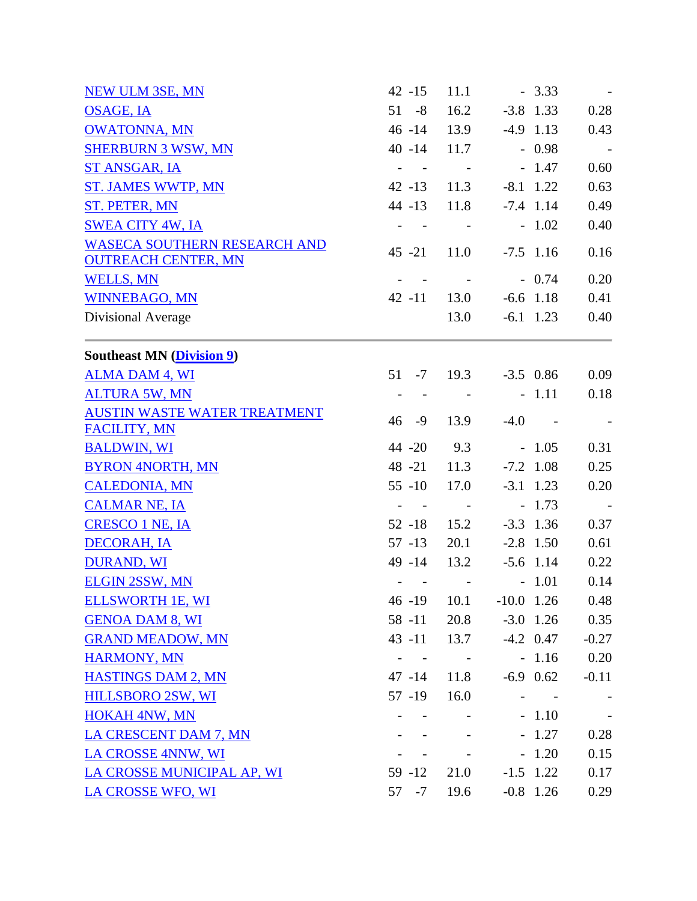| Station | High | Low | Avg Temp | Dep | Precip | Dep |
|---|---|---|---|---|---|---|
| NEW ULM 3SE, MN | 42 | -15 | 11.1 | - | 3.33 | - |
| OSAGE, IA | 51 | -8 | 16.2 | -3.8 | 1.33 | 0.28 |
| OWATONNA, MN | 46 | -14 | 13.9 | -4.9 | 1.13 | 0.43 |
| SHERBURN 3 WSW, MN | 40 | -14 | 11.7 | - | 0.98 | - |
| ST ANSGAR, IA | - | - | - | - | 1.47 | 0.60 |
| ST. JAMES WWTP, MN | 42 | -13 | 11.3 | -8.1 | 1.22 | 0.63 |
| ST. PETER, MN | 44 | -13 | 11.8 | -7.4 | 1.14 | 0.49 |
| SWEA CITY 4W, IA | - | - | - | - | 1.02 | 0.40 |
| WASECA SOUTHERN RESEARCH AND OUTREACH CENTER, MN | 45 | -21 | 11.0 | -7.5 | 1.16 | 0.16 |
| WELLS, MN | - | - | - | - | 0.74 | 0.20 |
| WINNEBAGO, MN | 42 | -11 | 13.0 | -6.6 | 1.18 | 0.41 |
| Divisional Average | | | 13.0 | -6.1 | 1.23 | 0.40 |

**Southeast MN (Division 9)**

| Station | High | Low | Avg Temp | Dep | Precip | Dep |
|---|---|---|---|---|---|---|
| ALMA DAM 4, WI | 51 | -7 | 19.3 | -3.5 | 0.86 | 0.09 |
| ALTURA 5W, MN | - | - | - | - | 1.11 | 0.18 |
| AUSTIN WASTE WATER TREATMENT FACILITY, MN | 46 | -9 | 13.9 | -4.0 | - | - |
| BALDWIN, WI | 44 | -20 | 9.3 | - | 1.05 | 0.31 |
| BYRON 4NORTH, MN | 48 | -21 | 11.3 | -7.2 | 1.08 | 0.25 |
| CALEDONIA, MN | 55 | -10 | 17.0 | -3.1 | 1.23 | 0.20 |
| CALMAR NE, IA | - | - | - | - | 1.73 | - |
| CRESCO 1 NE, IA | 52 | -18 | 15.2 | -3.3 | 1.36 | 0.37 |
| DECORAH, IA | 57 | -13 | 20.1 | -2.8 | 1.50 | 0.61 |
| DURAND, WI | 49 | -14 | 13.2 | -5.6 | 1.14 | 0.22 |
| ELGIN 2SSW, MN | - | - | - | - | 1.01 | 0.14 |
| ELLSWORTH 1E, WI | 46 | -19 | 10.1 | -10.0 | 1.26 | 0.48 |
| GENOA DAM 8, WI | 58 | -11 | 20.8 | -3.0 | 1.26 | 0.35 |
| GRAND MEADOW, MN | 43 | -11 | 13.7 | -4.2 | 0.47 | -0.27 |
| HARMONY, MN | - | - | - | - | 1.16 | 0.20 |
| HASTINGS DAM 2, MN | 47 | -14 | 11.8 | -6.9 | 0.62 | -0.11 |
| HILLSBORO 2SW, WI | 57 | -19 | 16.0 | - | - | - |
| HOKAH 4NW, MN | - | - | - | - | 1.10 | - |
| LA CRESCENT DAM 7, MN | - | - | - | - | 1.27 | 0.28 |
| LA CROSSE 4NNW, WI | - | - | - | - | 1.20 | 0.15 |
| LA CROSSE MUNICIPAL AP, WI | 59 | -12 | 21.0 | -1.5 | 1.22 | 0.17 |
| LA CROSSE WFO, WI | 57 | -7 | 19.6 | -0.8 | 1.26 | 0.29 |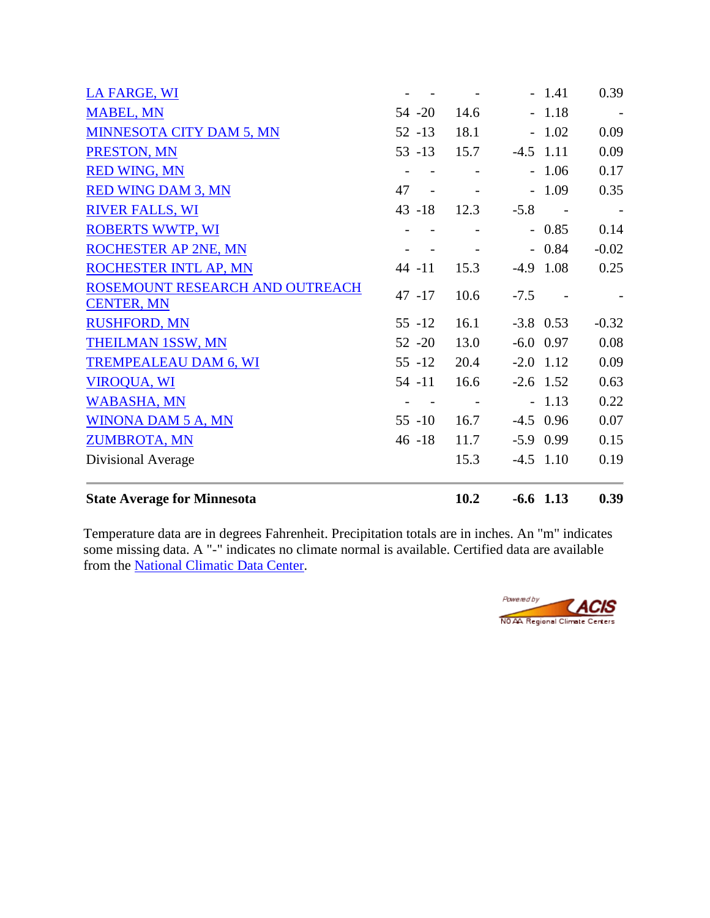| | | | | | | |
|---|---|---|---|---|---|---|
| LA FARGE, WI | - | - | - | - | 1.41 | 0.39 |
| MABEL, MN | 54 | -20 | 14.6 | - | 1.18 | - |
| MINNESOTA CITY DAM 5, MN | 52 | -13 | 18.1 | - | 1.02 | 0.09 |
| PRESTON, MN | 53 | -13 | 15.7 | -4.5 | 1.11 | 0.09 |
| RED WING, MN | - | - | - | - | 1.06 | 0.17 |
| RED WING DAM 3, MN | 47 | - | - | - | 1.09 | 0.35 |
| RIVER FALLS, WI | 43 | -18 | 12.3 | -5.8 | - | - |
| ROBERTS WWTP, WI | - | - | - | - | 0.85 | 0.14 |
| ROCHESTER AP 2NE, MN | - | - | - | - | 0.84 | -0.02 |
| ROCHESTER INTL AP, MN | 44 | -11 | 15.3 | -4.9 | 1.08 | 0.25 |
| ROSEMOUNT RESEARCH AND OUTREACH CENTER, MN | 47 | -17 | 10.6 | -7.5 | - | - |
| RUSHFORD, MN | 55 | -12 | 16.1 | -3.8 | 0.53 | -0.32 |
| THEILMAN 1SSW, MN | 52 | -20 | 13.0 | -6.0 | 0.97 | 0.08 |
| TREMPEALEAU DAM 6, WI | 55 | -12 | 20.4 | -2.0 | 1.12 | 0.09 |
| VIROQUA, WI | 54 | -11 | 16.6 | -2.6 | 1.52 | 0.63 |
| WABASHA, MN | - | - | - | - | 1.13 | 0.22 |
| WINONA DAM 5 A, MN | 55 | -10 | 16.7 | -4.5 | 0.96 | 0.07 |
| ZUMBROTA, MN | 46 | -18 | 11.7 | -5.9 | 0.99 | 0.15 |
| Divisional Average | | | 15.3 | -4.5 | 1.10 | 0.19 |
| **State Average for Minnesota** | | | **10.2** | **-6.6** | **1.13** | **0.39** |

Temperature data are in degrees Fahrenheit. Precipitation totals are in inches. An "m" indicates some missing data. A "-" indicates no climate normal is available. Certified data are available from the National Climatic Data Center.